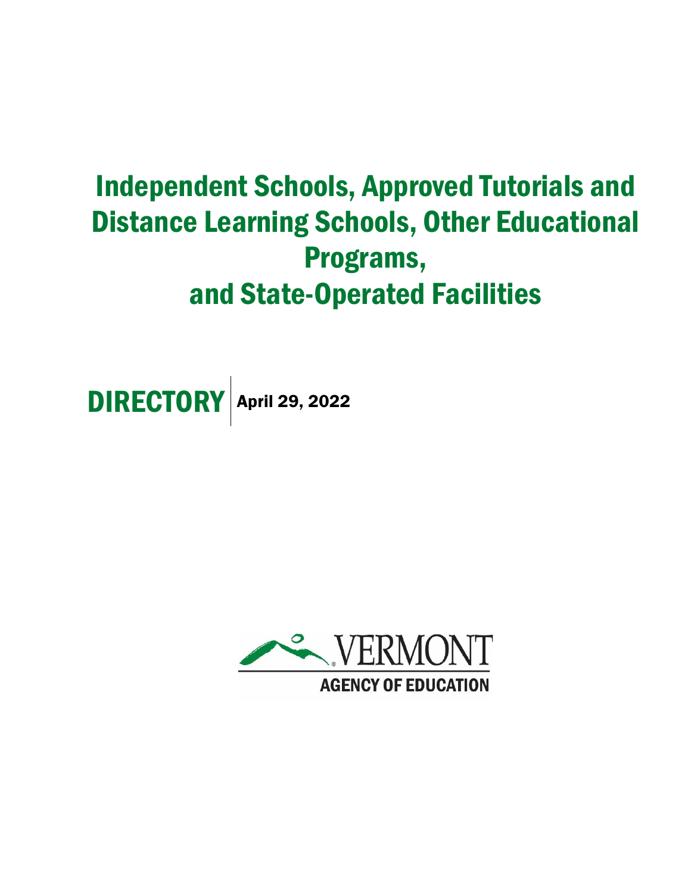# Independent Schools, Approved Tutorials and Distance Learning Schools, Other Educational Programs, and State-Operated Facilities

**DIRECTORY** | April 29, 2022

VERMONT AGENCY OF EDUCATION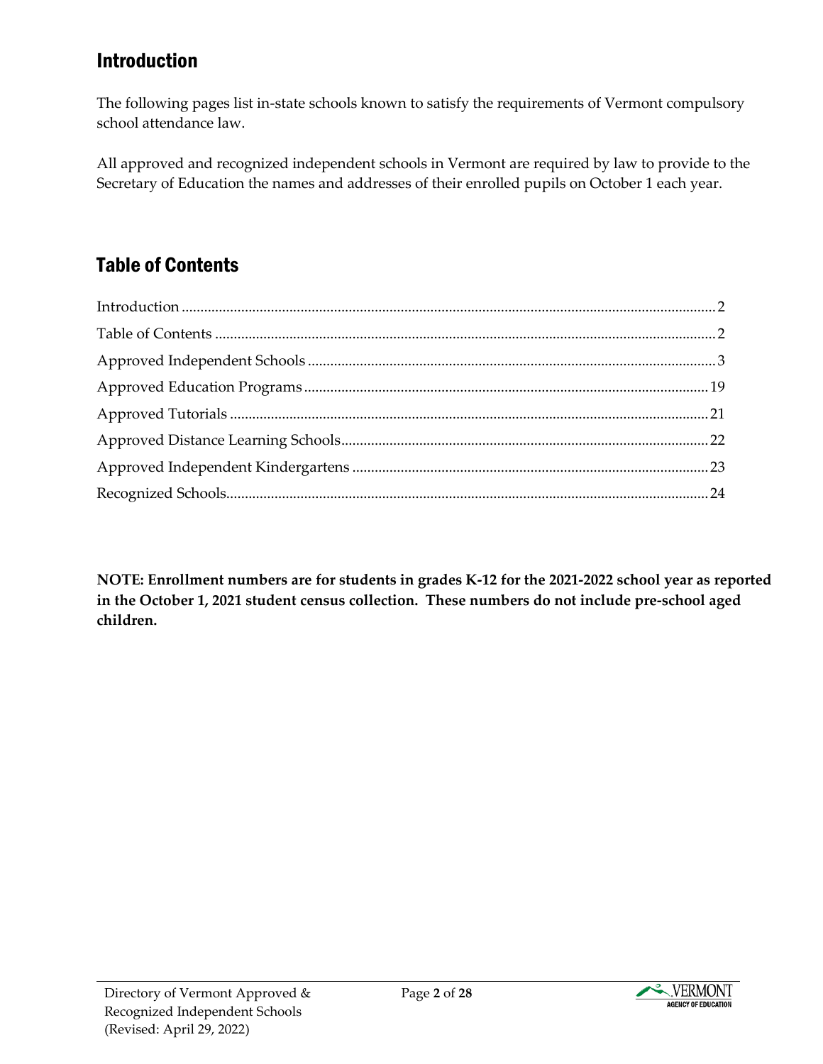## Introduction

The following pages list in-state schools known to satisfy the requirements of Vermont compulsory school attendance law.

All approved and recognized independent schools in Vermont are required by law to provide to the Secretary of Education the names and addresses of their enrolled pupils on October 1 each year.

## Table of Contents

Introduction .......... 2
Table of Contents .......... 2
Approved Independent Schools .......... 3
Approved Education Programs .......... 19
Approved Tutorials .......... 21
Approved Distance Learning Schools .......... 22
Approved Independent Kindergartens .......... 23
Recognized Schools .......... 24

**NOTE: Enrollment numbers are for students in grades K-12 for the 2021-2022 school year as reported in the October 1, 2021 student census collection. These numbers do not include pre-school aged children.**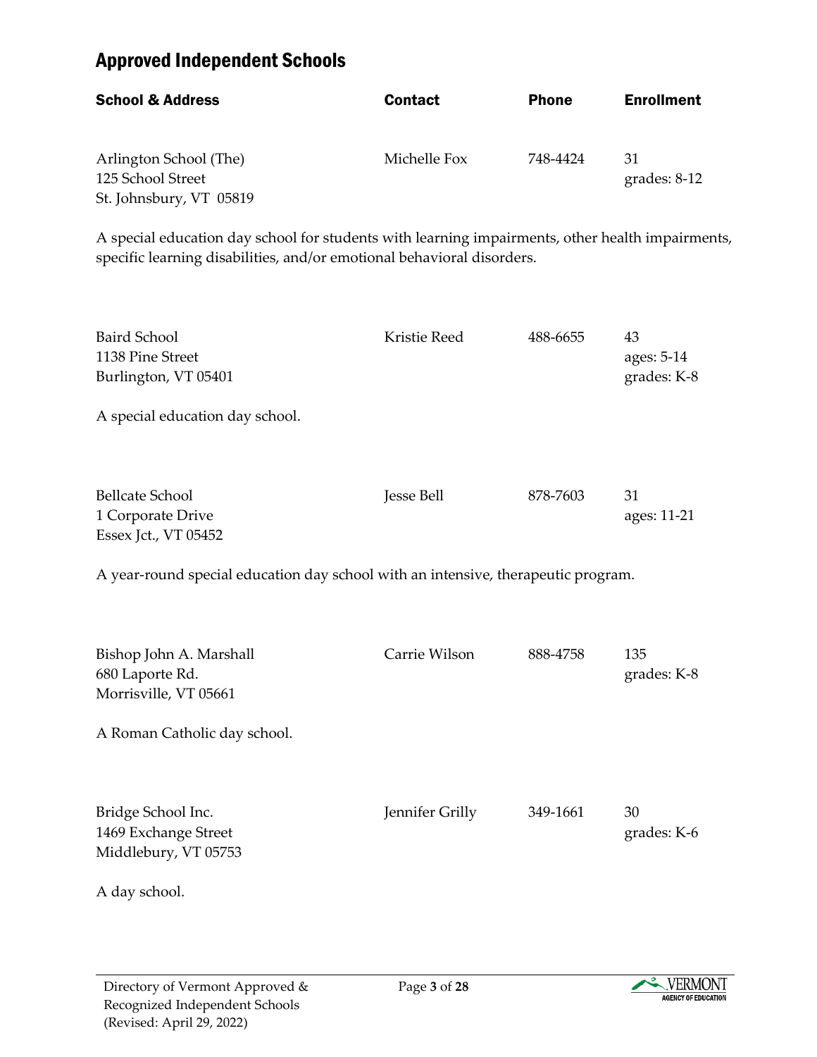## Approved Independent Schools

| School & Address | Contact | Phone | Enrollment |
|---|---|---|---|
| Arlington School (The)<br>125 School Street<br>St. Johnsbury, VT 05819 | Michelle Fox | 748-4424 | 31<br>grades: 8-12 |

A special education day school for students with learning impairments, other health impairments, specific learning disabilities, and/or emotional behavioral disorders.

| School & Address | Contact | Phone | Enrollment |
|---|---|---|---|
| Baird School<br>1138 Pine Street<br>Burlington, VT 05401 | Kristie Reed | 488-6655 | 43<br>ages: 5-14<br>grades: K-8 |

A special education day school.

| School & Address | Contact | Phone | Enrollment |
|---|---|---|---|
| Bellcate School<br>1 Corporate Drive<br>Essex Jct., VT 05452 | Jesse Bell | 878-7603 | 31<br>ages: 11-21 |

A year-round special education day school with an intensive, therapeutic program.

| School & Address | Contact | Phone | Enrollment |
|---|---|---|---|
| Bishop John A. Marshall<br>680 Laporte Rd.<br>Morrisville, VT 05661 | Carrie Wilson | 888-4758 | 135<br>grades: K-8 |

A Roman Catholic day school.

| School & Address | Contact | Phone | Enrollment |
|---|---|---|---|
| Bridge School Inc.<br>1469 Exchange Street<br>Middlebury, VT 05753 | Jennifer Grilly | 349-1661 | 30<br>grades: K-6 |

A day school.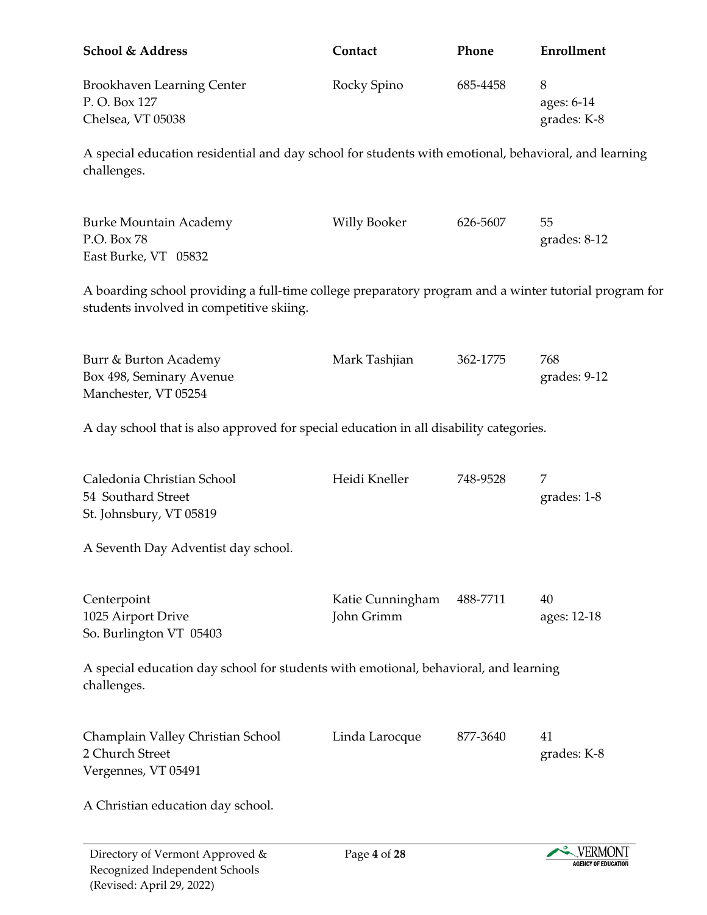| School & Address | Contact | Phone | Enrollment |
|---|---|---|---|
| Brookhaven Learning Center<br>P. O. Box 127<br>Chelsea, VT 05038 | Rocky Spino | 685-4458 | 8<br>ages: 6-14<br>grades: K-8 |

A special education residential and day school for students with emotional, behavioral, and learning challenges.

| School & Address | Contact | Phone | Enrollment |
|---|---|---|---|
| Burke Mountain Academy<br>P.O. Box 78<br>East Burke, VT 05832 | Willy Booker | 626-5607 | 55<br>grades: 8-12 |

A boarding school providing a full-time college preparatory program and a winter tutorial program for students involved in competitive skiing.

| School & Address | Contact | Phone | Enrollment |
|---|---|---|---|
| Burr & Burton Academy<br>Box 498, Seminary Avenue<br>Manchester, VT 05254 | Mark Tashjian | 362-1775 | 768<br>grades: 9-12 |

A day school that is also approved for special education in all disability categories.

| School & Address | Contact | Phone | Enrollment |
|---|---|---|---|
| Caledonia Christian School<br>54 Southard Street<br>St. Johnsbury, VT 05819 | Heidi Kneller | 748-9528 | 7<br>grades: 1-8 |

A Seventh Day Adventist day school.

| School & Address | Contact | Phone | Enrollment |
|---|---|---|---|
| Centerpoint<br>1025 Airport Drive<br>So. Burlington VT 05403 | Katie Cunningham<br>John Grimm | 488-7711 | 40<br>ages: 12-18 |

A special education day school for students with emotional, behavioral, and learning challenges.

| School & Address | Contact | Phone | Enrollment |
|---|---|---|---|
| Champlain Valley Christian School<br>2 Church Street<br>Vergennes, VT 05491 | Linda Larocque | 877-3640 | 41<br>grades: K-8 |

A Christian education day school.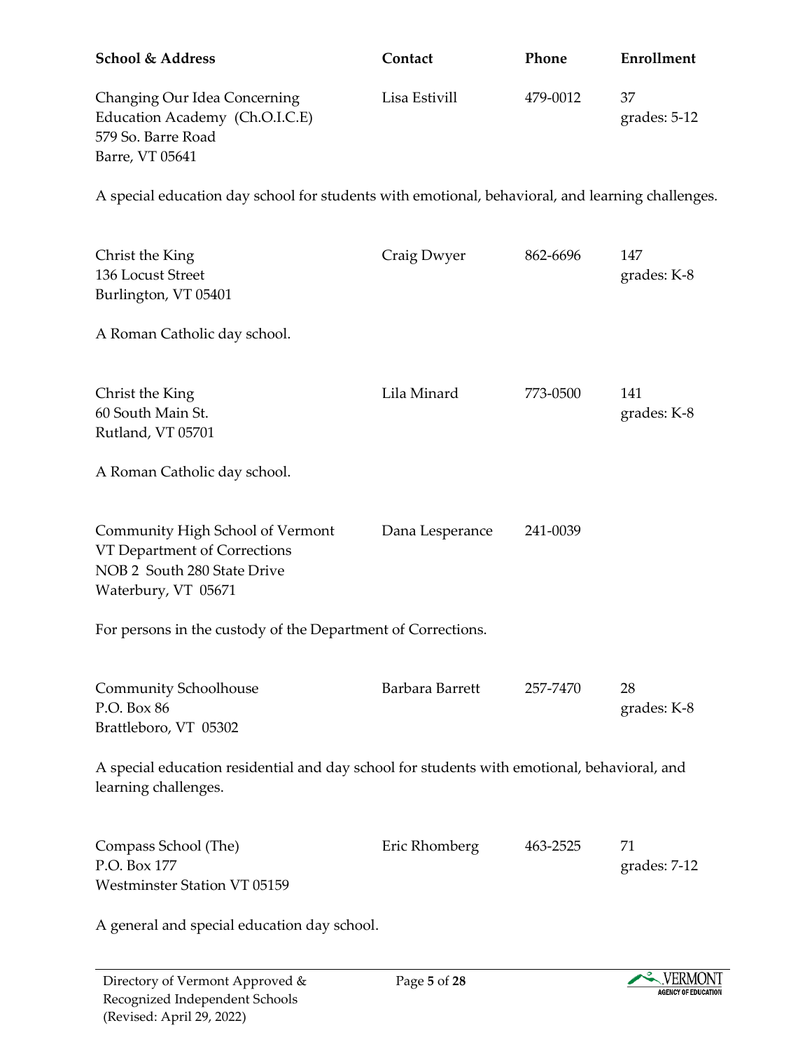| School & Address | Contact | Phone | Enrollment |
|---|---|---|---|
| Changing Our Idea Concerning Education Academy (Ch.O.I.C.E) 579 So. Barre Road Barre, VT 05641 | Lisa Estivill | 479-0012 | 37 grades: 5-12 |

A special education day school for students with emotional, behavioral, and learning challenges.

| School & Address | Contact | Phone | Enrollment |
|---|---|---|---|
| Christ the King 136 Locust Street Burlington, VT 05401 | Craig Dwyer | 862-6696 | 147 grades: K-8 |

A Roman Catholic day school.

| School & Address | Contact | Phone | Enrollment |
|---|---|---|---|
| Christ the King 60 South Main St. Rutland, VT 05701 | Lila Minard | 773-0500 | 141 grades: K-8 |

A Roman Catholic day school.

| School & Address | Contact | Phone | Enrollment |
|---|---|---|---|
| Community High School of Vermont VT Department of Corrections NOB 2 South 280 State Drive Waterbury, VT 05671 | Dana Lesperance | 241-0039 | |

For persons in the custody of the Department of Corrections.

| School & Address | Contact | Phone | Enrollment |
|---|---|---|---|
| Community Schoolhouse P.O. Box 86 Brattleboro, VT 05302 | Barbara Barrett | 257-7470 | 28 grades: K-8 |

A special education residential and day school for students with emotional, behavioral, and learning challenges.

| School & Address | Contact | Phone | Enrollment |
|---|---|---|---|
| Compass School (The) P.O. Box 177 Westminster Station VT 05159 | Eric Rhomberg | 463-2525 | 71 grades: 7-12 |

A general and special education day school.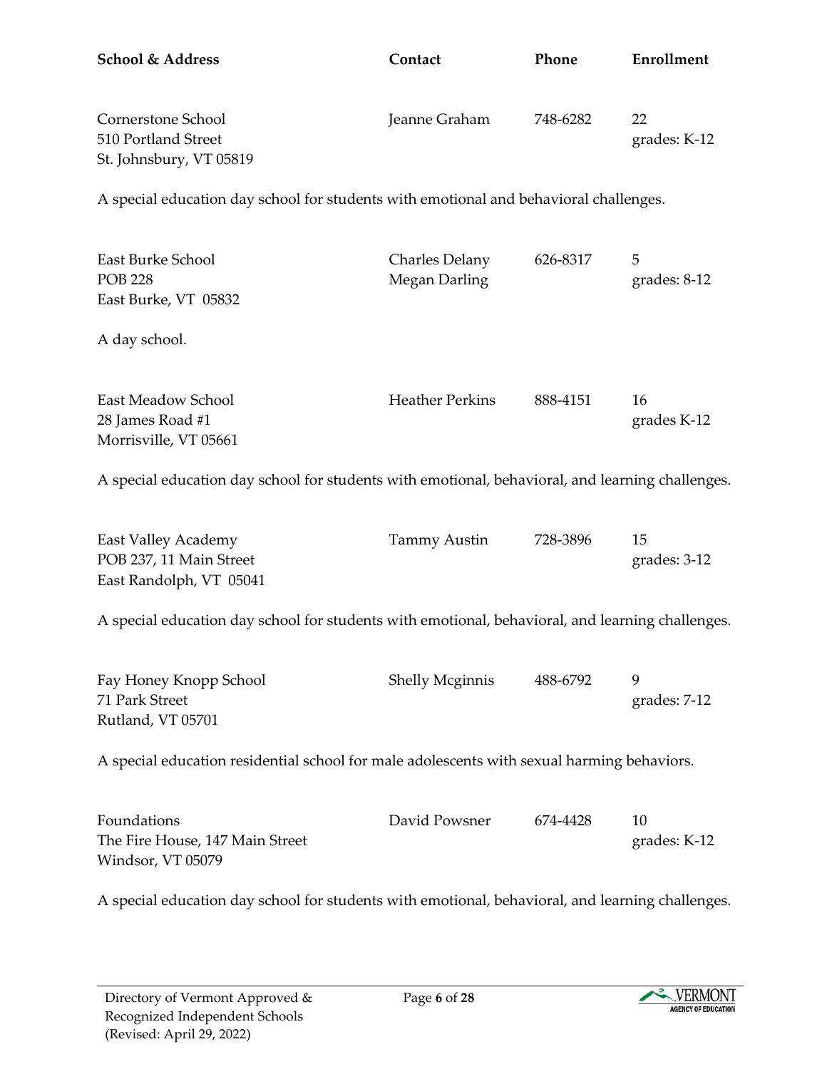| School & Address | Contact | Phone | Enrollment |
|---|---|---|---|
| Cornerstone School<br>510 Portland Street<br>St. Johnsbury, VT 05819 | Jeanne Graham | 748-6282 | 22<br>grades: K-12 |

A special education day school for students with emotional and behavioral challenges.

| School & Address | Contact | Phone | Enrollment |
|---|---|---|---|
| East Burke School<br>POB 228<br>East Burke, VT 05832 | Charles Delany<br>Megan Darling | 626-8317 | 5<br>grades: 8-12 |

A day school.

| School & Address | Contact | Phone | Enrollment |
|---|---|---|---|
| East Meadow School<br>28 James Road #1<br>Morrisville, VT 05661 | Heather Perkins | 888-4151 | 16<br>grades K-12 |

A special education day school for students with emotional, behavioral, and learning challenges.

| School & Address | Contact | Phone | Enrollment |
|---|---|---|---|
| East Valley Academy<br>POB 237, 11 Main Street<br>East Randolph, VT 05041 | Tammy Austin | 728-3896 | 15<br>grades: 3-12 |

A special education day school for students with emotional, behavioral, and learning challenges.

| School & Address | Contact | Phone | Enrollment |
|---|---|---|---|
| Fay Honey Knopp School<br>71 Park Street<br>Rutland, VT 05701 | Shelly Mcginnis | 488-6792 | 9<br>grades: 7-12 |

A special education residential school for male adolescents with sexual harming behaviors.

| School & Address | Contact | Phone | Enrollment |
|---|---|---|---|
| Foundations<br>The Fire House, 147 Main Street<br>Windsor, VT 05079 | David Powsner | 674-4428 | 10<br>grades: K-12 |

A special education day school for students with emotional, behavioral, and learning challenges.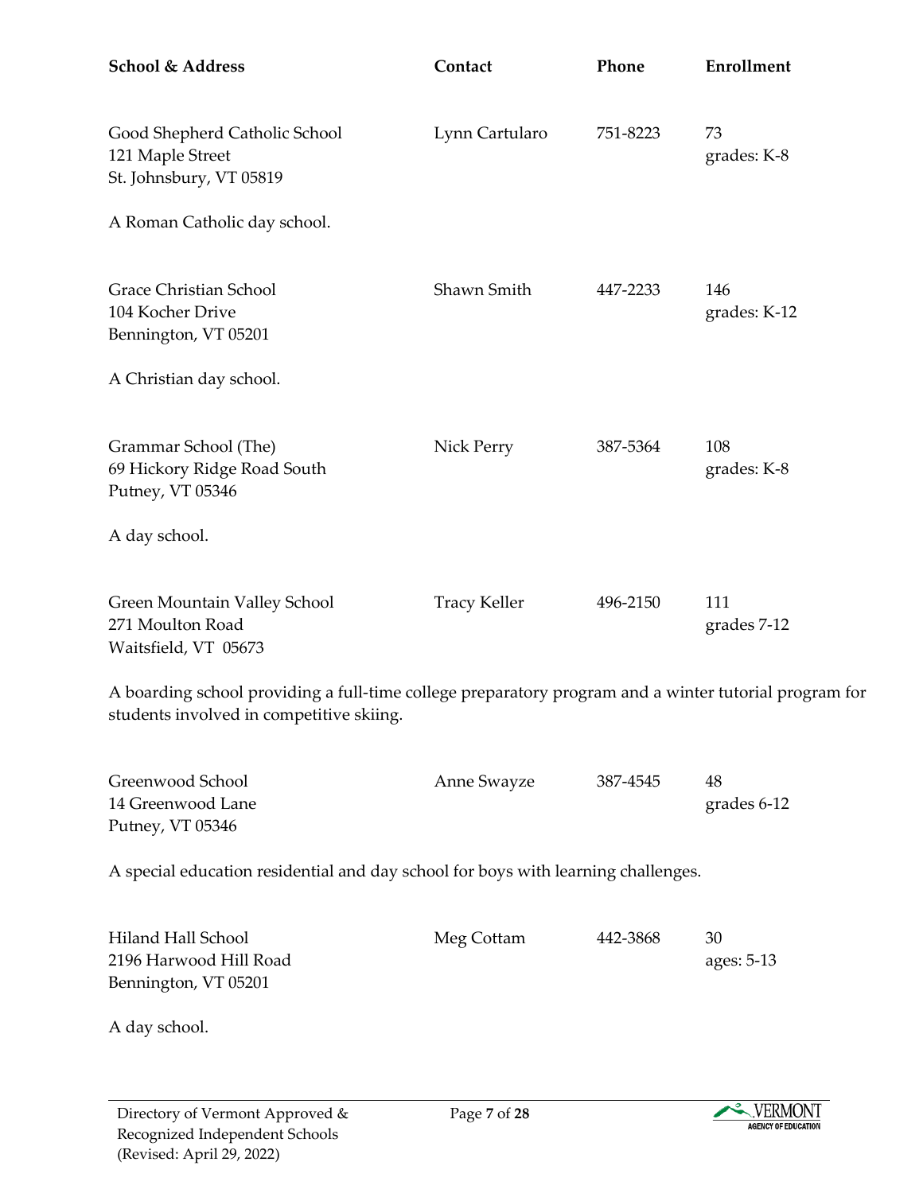| School & Address | Contact | Phone | Enrollment |
|---|---|---|---|
| Good Shepherd Catholic School<br>121 Maple Street<br>St. Johnsbury, VT 05819 | Lynn Cartularo | 751-8223 | 73<br>grades: K-8 |

A Roman Catholic day school.

| School & Address | Contact | Phone | Enrollment |
|---|---|---|---|
| Grace Christian School<br>104 Kocher Drive<br>Bennington, VT 05201 | Shawn Smith | 447-2233 | 146<br>grades: K-12 |

A Christian day school.

| School & Address | Contact | Phone | Enrollment |
|---|---|---|---|
| Grammar School (The)<br>69 Hickory Ridge Road South<br>Putney, VT 05346 | Nick Perry | 387-5364 | 108<br>grades: K-8 |

A day school.

| School & Address | Contact | Phone | Enrollment |
|---|---|---|---|
| Green Mountain Valley School<br>271 Moulton Road<br>Waitsfield, VT 05673 | Tracy Keller | 496-2150 | 111<br>grades 7-12 |

A boarding school providing a full-time college preparatory program and a winter tutorial program for students involved in competitive skiing.

| School & Address | Contact | Phone | Enrollment |
|---|---|---|---|
| Greenwood School<br>14 Greenwood Lane<br>Putney, VT 05346 | Anne Swayze | 387-4545 | 48<br>grades 6-12 |

A special education residential and day school for boys with learning challenges.

| School & Address | Contact | Phone | Enrollment |
|---|---|---|---|
| Hiland Hall School<br>2196 Harwood Hill Road<br>Bennington, VT 05201 | Meg Cottam | 442-3868 | 30<br>ages: 5-13 |

A day school.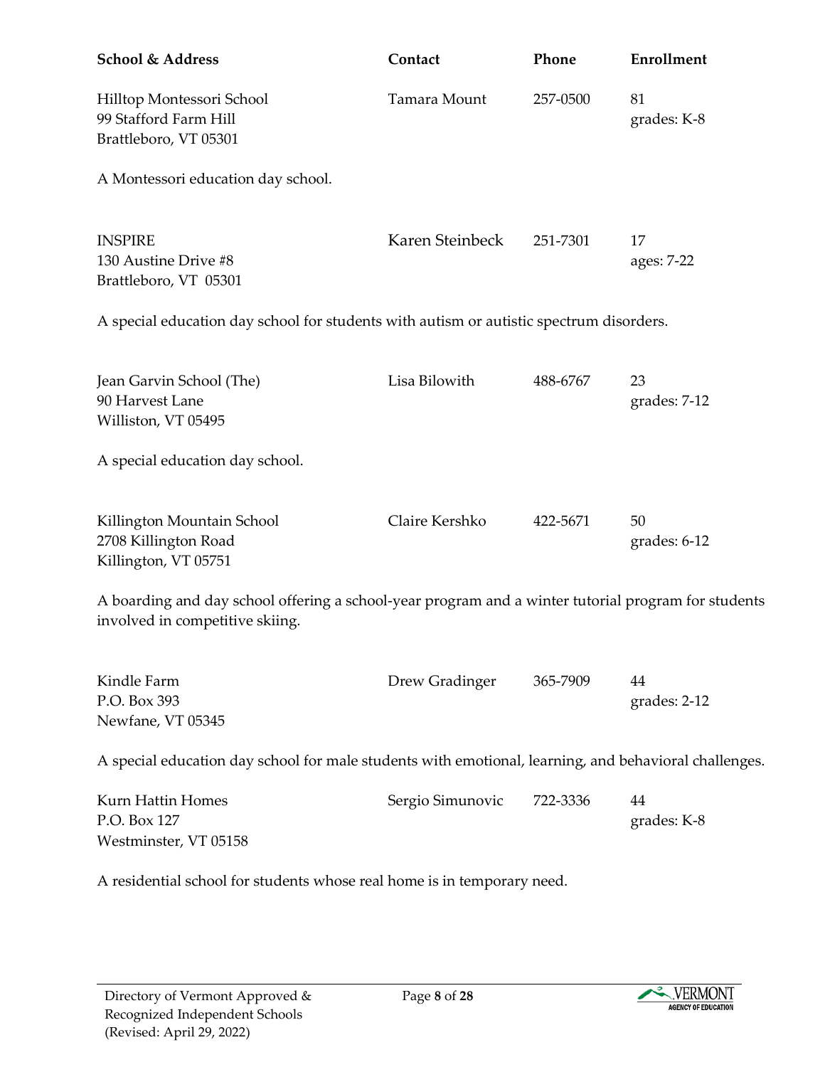| School & Address | Contact | Phone | Enrollment |
|---|---|---|---|
| Hilltop Montessori School<br>99 Stafford Farm Hill<br>Brattleboro, VT 05301 | Tamara Mount | 257-0500 | 81<br>grades: K-8 |

A Montessori education day school.

| School & Address | Contact | Phone | Enrollment |
|---|---|---|---|
| INSPIRE<br>130 Austine Drive #8<br>Brattleboro, VT 05301 | Karen Steinbeck | 251-7301 | 17<br>ages: 7-22 |

A special education day school for students with autism or autistic spectrum disorders.

| School & Address | Contact | Phone | Enrollment |
|---|---|---|---|
| Jean Garvin School (The)<br>90 Harvest Lane<br>Williston, VT 05495 | Lisa Bilowith | 488-6767 | 23<br>grades: 7-12 |

A special education day school.

| School & Address | Contact | Phone | Enrollment |
|---|---|---|---|
| Killington Mountain School<br>2708 Killington Road<br>Killington, VT 05751 | Claire Kershko | 422-5671 | 50<br>grades: 6-12 |

A boarding and day school offering a school-year program and a winter tutorial program for students involved in competitive skiing.

| School & Address | Contact | Phone | Enrollment |
|---|---|---|---|
| Kindle Farm<br>P.O. Box 393<br>Newfane, VT 05345 | Drew Gradinger | 365-7909 | 44<br>grades: 2-12 |

A special education day school for male students with emotional, learning, and behavioral challenges.

| School & Address | Contact | Phone | Enrollment |
|---|---|---|---|
| Kurn Hattin Homes<br>P.O. Box 127<br>Westminster, VT 05158 | Sergio Simunovic | 722-3336 | 44<br>grades: K-8 |

A residential school for students whose real home is in temporary need.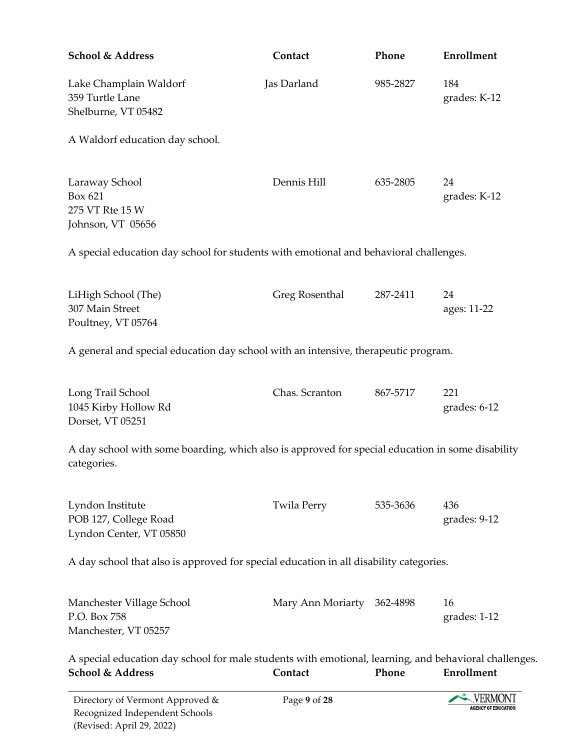| School & Address | Contact | Phone | Enrollment |
|---|---|---|---|
| Lake Champlain Waldorf<br>359 Turtle Lane<br>Shelburne, VT 05482 | Jas Darland | 985-2827 | 184<br>grades: K-12 |

A Waldorf education day school.

| School & Address | Contact | Phone | Enrollment |
|---|---|---|---|
| Laraway School<br>Box 621<br>275 VT Rte 15 W<br>Johnson, VT 05656 | Dennis Hill | 635-2805 | 24<br>grades: K-12 |

A special education day school for students with emotional and behavioral challenges.

| School & Address | Contact | Phone | Enrollment |
|---|---|---|---|
| LiHigh School (The)<br>307 Main Street<br>Poultney, VT 05764 | Greg Rosenthal | 287-2411 | 24<br>ages: 11-22 |

A general and special education day school with an intensive, therapeutic program.

| School & Address | Contact | Phone | Enrollment |
|---|---|---|---|
| Long Trail School<br>1045 Kirby Hollow Rd<br>Dorset, VT 05251 | Chas. Scranton | 867-5717 | 221<br>grades: 6-12 |

A day school with some boarding, which also is approved for special education in some disability categories.

| School & Address | Contact | Phone | Enrollment |
|---|---|---|---|
| Lyndon Institute<br>POB 127, College Road<br>Lyndon Center, VT 05850 | Twila Perry | 535-3636 | 436<br>grades: 9-12 |

A day school that also is approved for special education in all disability categories.

| School & Address | Contact | Phone | Enrollment |
|---|---|---|---|
| Manchester Village School<br>P.O. Box 758<br>Manchester, VT 05257 | Mary Ann Moriarty | 362-4898 | 16<br>grades: 1-12 |

A special education day school for male students with emotional, learning, and behavioral challenges.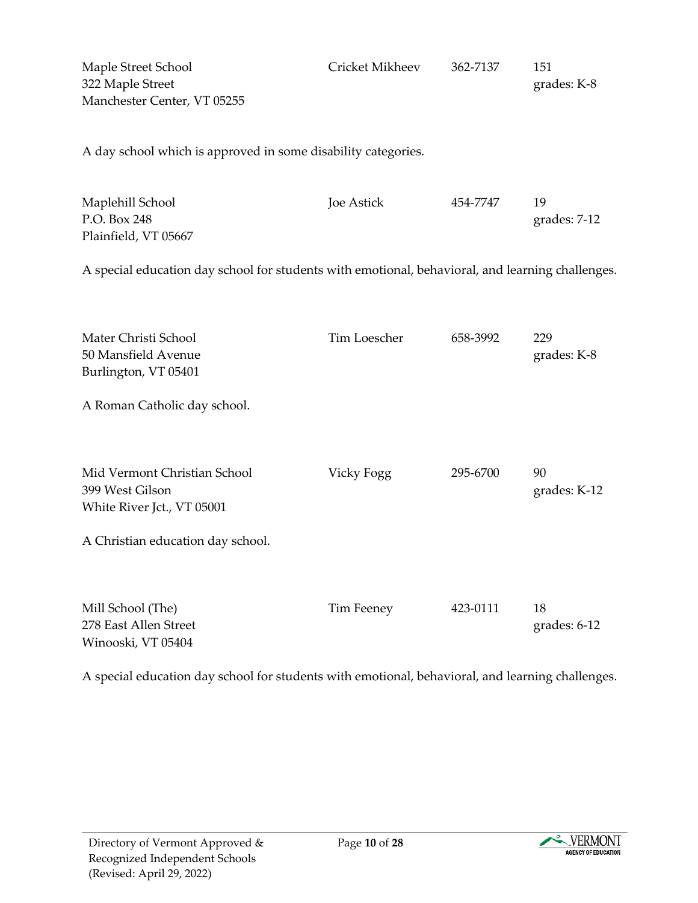Maple Street School
322 Maple Street
Manchester Center, VT 05255

Cricket Mikheev — 362-7137 — 151, grades: K-8

A day school which is approved in some disability categories.

Maplehill School
P.O. Box 248
Plainfield, VT 05667

Joe Astick — 454-7747 — 19, grades: 7-12

A special education day school for students with emotional, behavioral, and learning challenges.

Mater Christi School
50 Mansfield Avenue
Burlington, VT 05401

Tim Loescher — 658-3992 — 229, grades: K-8

A Roman Catholic day school.

Mid Vermont Christian School
399 West Gilson
White River Jct., VT 05001

Vicky Fogg — 295-6700 — 90, grades: K-12

A Christian education day school.

Mill School (The)
278 East Allen Street
Winooski, VT 05404

Tim Feeney — 423-0111 — 18, grades: 6-12

A special education day school for students with emotional, behavioral, and learning challenges.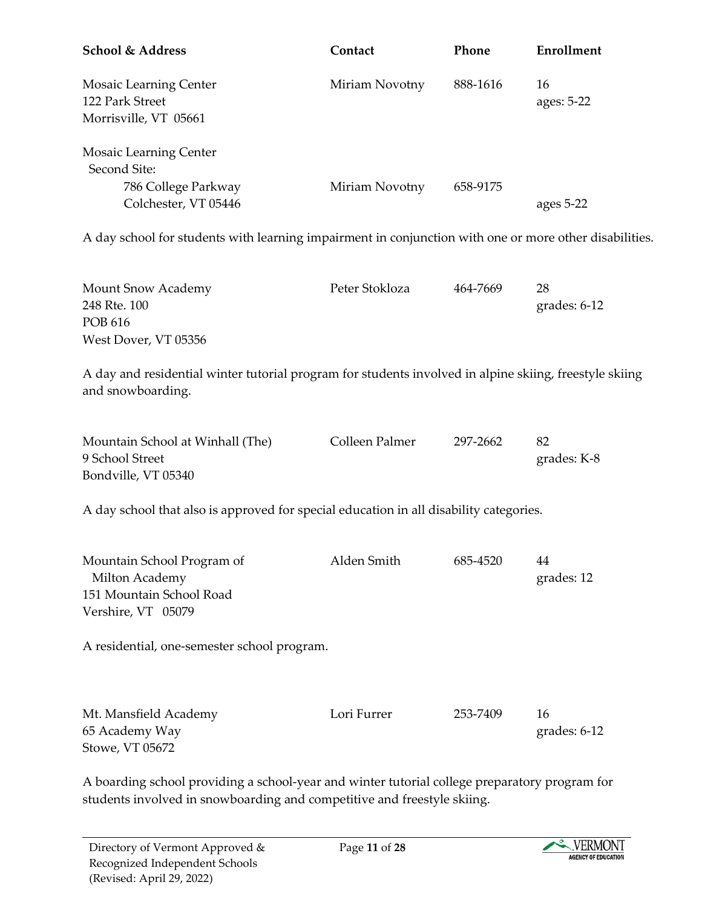| School & Address | Contact | Phone | Enrollment |
|---|---|---|---|
| Mosaic Learning Center<br>122 Park Street<br>Morrisville, VT 05661 | Miriam Novotny | 888-1616 | 16<br>ages: 5-22 |
| Mosaic Learning Center<br>Second Site:<br>786 College Parkway<br>Colchester, VT 05446 | Miriam Novotny | 658-9175 | ages 5-22 |

A day school for students with learning impairment in conjunction with one or more other disabilities.

| School & Address | Contact | Phone | Enrollment |
|---|---|---|---|
| Mount Snow Academy<br>248 Rte. 100<br>POB 616<br>West Dover, VT 05356 | Peter Stokloza | 464-7669 | 28<br>grades: 6-12 |

A day and residential winter tutorial program for students involved in alpine skiing, freestyle skiing and snowboarding.

| School & Address | Contact | Phone | Enrollment |
|---|---|---|---|
| Mountain School at Winhall (The)<br>9 School Street<br>Bondville, VT 05340 | Colleen Palmer | 297-2662 | 82<br>grades: K-8 |

A day school that also is approved for special education in all disability categories.

| School & Address | Contact | Phone | Enrollment |
|---|---|---|---|
| Mountain School Program of Milton Academy<br>151 Mountain School Road<br>Vershire, VT 05079 | Alden Smith | 685-4520 | 44<br>grades: 12 |

A residential, one-semester school program.

| School & Address | Contact | Phone | Enrollment |
|---|---|---|---|
| Mt. Mansfield Academy<br>65 Academy Way<br>Stowe, VT 05672 | Lori Furrer | 253-7409 | 16<br>grades: 6-12 |

A boarding school providing a school-year and winter tutorial college preparatory program for students involved in snowboarding and competitive and freestyle skiing.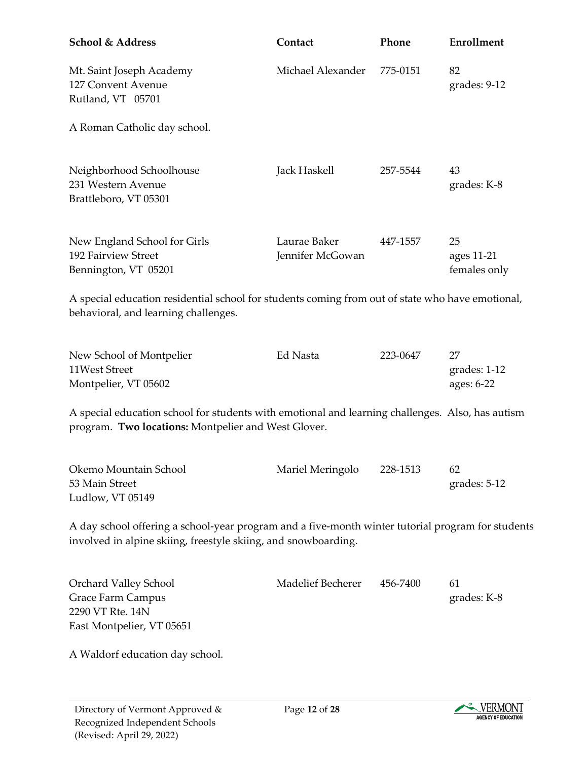| School & Address | Contact | Phone | Enrollment |
|---|---|---|---|
| Mt. Saint Joseph Academy<br>127 Convent Avenue<br>Rutland, VT 05701 | Michael Alexander | 775-0151 | 82<br>grades: 9-12 |

A Roman Catholic day school.

| School & Address | Contact | Phone | Enrollment |
|---|---|---|---|
| Neighborhood Schoolhouse<br>231 Western Avenue<br>Brattleboro, VT 05301 | Jack Haskell | 257-5544 | 43<br>grades: K-8 |
| New England School for Girls<br>192 Fairview Street<br>Bennington, VT 05201 | Laurae Baker<br>Jennifer McGowan | 447-1557 | 25<br>ages 11-21<br>females only |

A special education residential school for students coming from out of state who have emotional, behavioral, and learning challenges.

| School & Address | Contact | Phone | Enrollment |
|---|---|---|---|
| New School of Montpelier<br>11West Street<br>Montpelier, VT 05602 | Ed Nasta | 223-0647 | 27<br>grades: 1-12<br>ages: 6-22 |

A special education school for students with emotional and learning challenges. Also, has autism program. **Two locations:** Montpelier and West Glover.

| School & Address | Contact | Phone | Enrollment |
|---|---|---|---|
| Okemo Mountain School<br>53 Main Street<br>Ludlow, VT 05149 | Mariel Meringolo | 228-1513 | 62<br>grades: 5-12 |

A day school offering a school-year program and a five-month winter tutorial program for students involved in alpine skiing, freestyle skiing, and snowboarding.

| School & Address | Contact | Phone | Enrollment |
|---|---|---|---|
| Orchard Valley School<br>Grace Farm Campus<br>2290 VT Rte. 14N<br>East Montpelier, VT 05651 | Madelief Becherer | 456-7400 | 61<br>grades: K-8 |

A Waldorf education day school.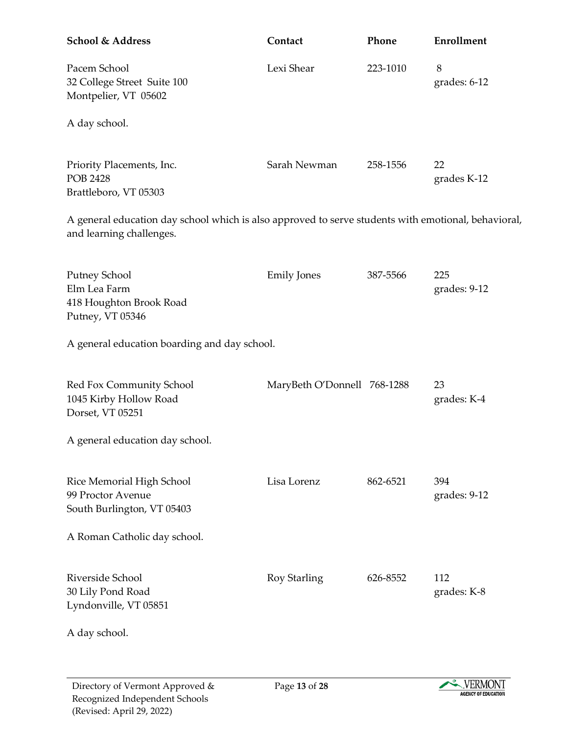| School & Address | Contact | Phone | Enrollment |
| --- | --- | --- | --- |
| Pacem School<br>32 College Street Suite 100<br>Montpelier, VT 05602 | Lexi Shear | 223-1010 | 8<br>grades: 6-12 |

A day school.

| School & Address | Contact | Phone | Enrollment |
| --- | --- | --- | --- |
| Priority Placements, Inc.<br>POB 2428<br>Brattleboro, VT 05303 | Sarah Newman | 258-1556 | 22<br>grades K-12 |

A general education day school which is also approved to serve students with emotional, behavioral, and learning challenges.

| School & Address | Contact | Phone | Enrollment |
| --- | --- | --- | --- |
| Putney School<br>Elm Lea Farm<br>418 Houghton Brook Road<br>Putney, VT 05346 | Emily Jones | 387-5566 | 225<br>grades: 9-12 |

A general education boarding and day school.

| School & Address | Contact | Phone | Enrollment |
| --- | --- | --- | --- |
| Red Fox Community School<br>1045 Kirby Hollow Road<br>Dorset, VT 05251 | MaryBeth O'Donnell | 768-1288 | 23<br>grades: K-4 |

A general education day school.

| School & Address | Contact | Phone | Enrollment |
| --- | --- | --- | --- |
| Rice Memorial High School<br>99 Proctor Avenue<br>South Burlington, VT 05403 | Lisa Lorenz | 862-6521 | 394<br>grades: 9-12 |

A Roman Catholic day school.

| School & Address | Contact | Phone | Enrollment |
| --- | --- | --- | --- |
| Riverside School<br>30 Lily Pond Road<br>Lyndonville, VT 05851 | Roy Starling | 626-8552 | 112<br>grades: K-8 |

A day school.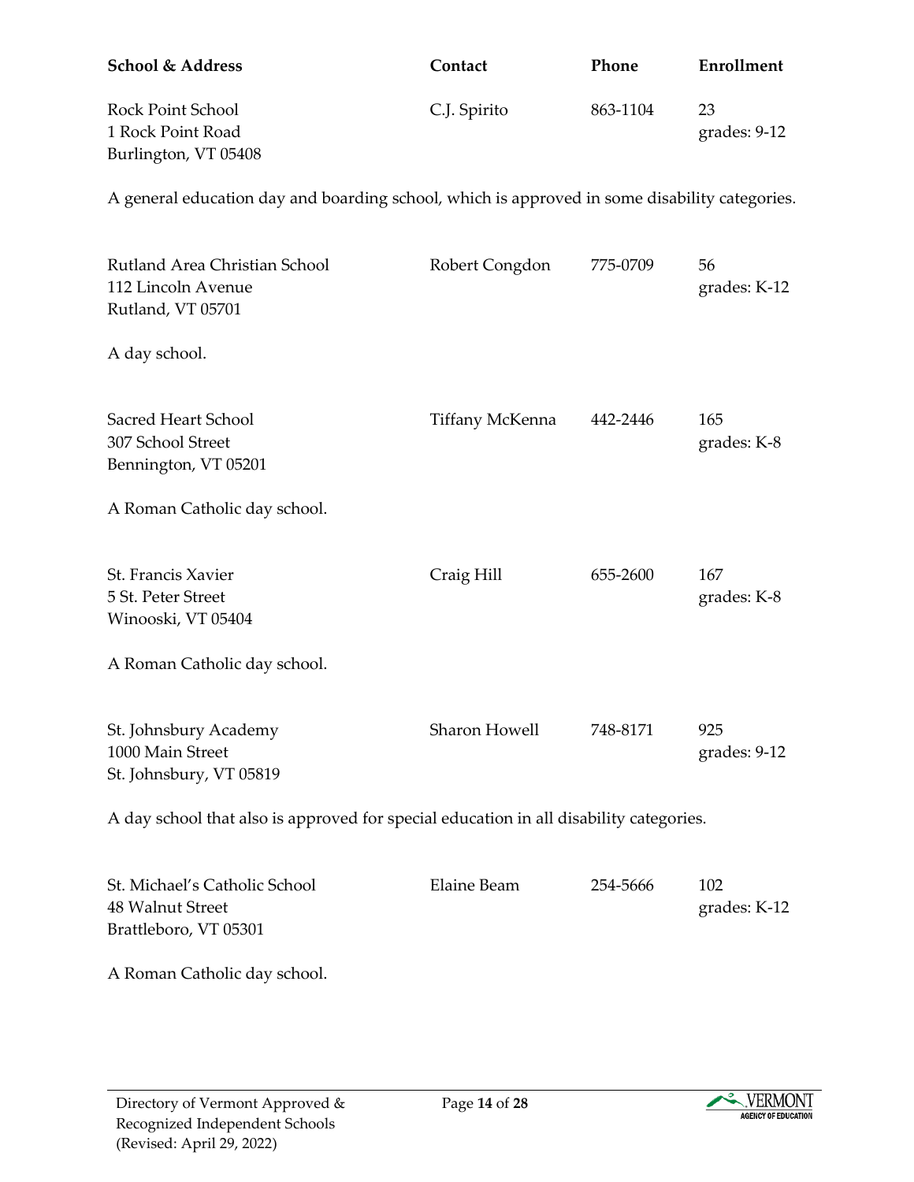| School & Address | Contact | Phone | Enrollment |
|---|---|---|---|
| Rock Point School<br>1 Rock Point Road<br>Burlington, VT 05408 | C.J. Spirito | 863-1104 | 23<br>grades: 9-12 |

A general education day and boarding school, which is approved in some disability categories.

| School & Address | Contact | Phone | Enrollment |
|---|---|---|---|
| Rutland Area Christian School<br>112 Lincoln Avenue<br>Rutland, VT 05701 | Robert Congdon | 775-0709 | 56<br>grades: K-12 |

A day school.

| School & Address | Contact | Phone | Enrollment |
|---|---|---|---|
| Sacred Heart School<br>307 School Street<br>Bennington, VT 05201 | Tiffany McKenna | 442-2446 | 165<br>grades: K-8 |

A Roman Catholic day school.

| School & Address | Contact | Phone | Enrollment |
|---|---|---|---|
| St. Francis Xavier<br>5 St. Peter Street<br>Winooski, VT 05404 | Craig Hill | 655-2600 | 167<br>grades: K-8 |

A Roman Catholic day school.

| School & Address | Contact | Phone | Enrollment |
|---|---|---|---|
| St. Johnsbury Academy<br>1000 Main Street<br>St. Johnsbury, VT 05819 | Sharon Howell | 748-8171 | 925<br>grades: 9-12 |

A day school that also is approved for special education in all disability categories.

| School & Address | Contact | Phone | Enrollment |
|---|---|---|---|
| St. Michael's Catholic School<br>48 Walnut Street<br>Brattleboro, VT 05301 | Elaine Beam | 254-5666 | 102<br>grades: K-12 |

A Roman Catholic day school.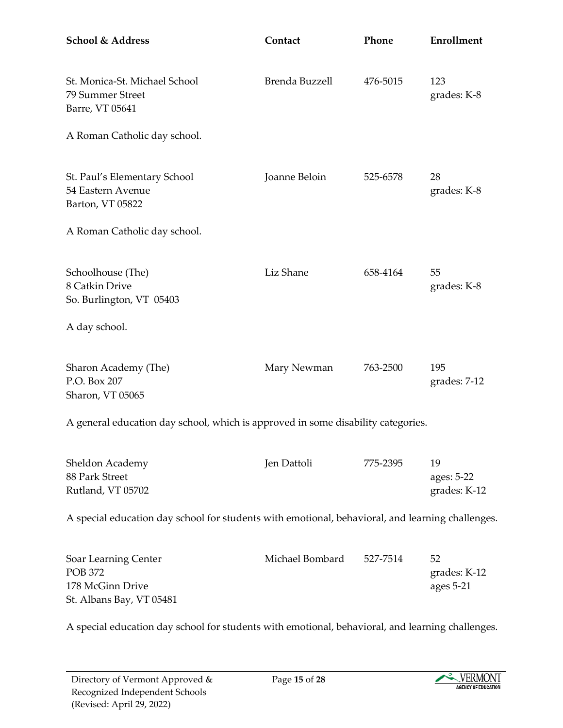| School & Address | Contact | Phone | Enrollment |
|---|---|---|---|
| St. Monica-St. Michael School<br>79 Summer Street<br>Barre, VT 05641 | Brenda Buzzell | 476-5015 | 123<br>grades: K-8 |

A Roman Catholic day school.

| School & Address | Contact | Phone | Enrollment |
|---|---|---|---|
| St. Paul's Elementary School<br>54 Eastern Avenue<br>Barton, VT 05822 | Joanne Beloin | 525-6578 | 28<br>grades: K-8 |

A Roman Catholic day school.

| School & Address | Contact | Phone | Enrollment |
|---|---|---|---|
| Schoolhouse (The)<br>8 Catkin Drive<br>So. Burlington, VT 05403 | Liz Shane | 658-4164 | 55<br>grades: K-8 |

A day school.

| School & Address | Contact | Phone | Enrollment |
|---|---|---|---|
| Sharon Academy (The)<br>P.O. Box 207<br>Sharon, VT 05065 | Mary Newman | 763-2500 | 195<br>grades: 7-12 |

A general education day school, which is approved in some disability categories.

| School & Address | Contact | Phone | Enrollment |
|---|---|---|---|
| Sheldon Academy<br>88 Park Street<br>Rutland, VT 05702 | Jen Dattoli | 775-2395 | 19<br>ages: 5-22<br>grades: K-12 |

A special education day school for students with emotional, behavioral, and learning challenges.

| School & Address | Contact | Phone | Enrollment |
|---|---|---|---|
| Soar Learning Center<br>POB 372<br>178 McGinn Drive<br>St. Albans Bay, VT 05481 | Michael Bombard | 527-7514 | 52<br>grades: K-12<br>ages 5-21 |

A special education day school for students with emotional, behavioral, and learning challenges.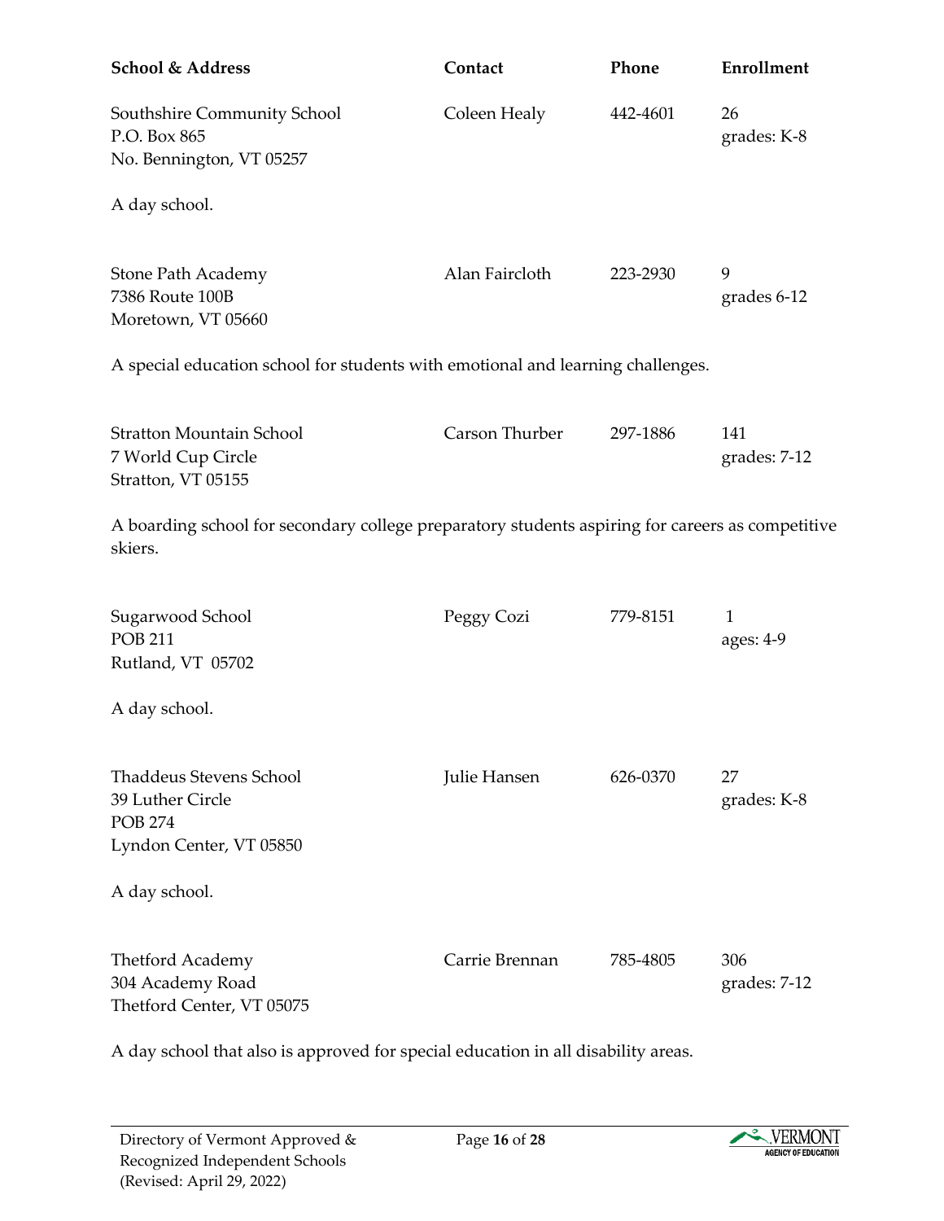| School & Address | Contact | Phone | Enrollment |
| --- | --- | --- | --- |
| Southshire Community School<br>P.O. Box 865<br>No. Bennington, VT 05257 | Coleen Healy | 442-4601 | 26<br>grades: K-8 |

A day school.

| School & Address | Contact | Phone | Enrollment |
| --- | --- | --- | --- |
| Stone Path Academy<br>7386 Route 100B<br>Moretown, VT 05660 | Alan Faircloth | 223-2930 | 9<br>grades 6-12 |

A special education school for students with emotional and learning challenges.

| School & Address | Contact | Phone | Enrollment |
| --- | --- | --- | --- |
| Stratton Mountain School<br>7 World Cup Circle<br>Stratton, VT 05155 | Carson Thurber | 297-1886 | 141<br>grades: 7-12 |

A boarding school for secondary college preparatory students aspiring for careers as competitive skiers.

| School & Address | Contact | Phone | Enrollment |
| --- | --- | --- | --- |
| Sugarwood School<br>POB 211<br>Rutland, VT 05702 | Peggy Cozi | 779-8151 | 1<br>ages: 4-9 |

A day school.

| School & Address | Contact | Phone | Enrollment |
| --- | --- | --- | --- |
| Thaddeus Stevens School<br>39 Luther Circle<br>POB 274<br>Lyndon Center, VT 05850 | Julie Hansen | 626-0370 | 27<br>grades: K-8 |

A day school.

| School & Address | Contact | Phone | Enrollment |
| --- | --- | --- | --- |
| Thetford Academy<br>304 Academy Road<br>Thetford Center, VT 05075 | Carrie Brennan | 785-4805 | 306<br>grades: 7-12 |

A day school that also is approved for special education in all disability areas.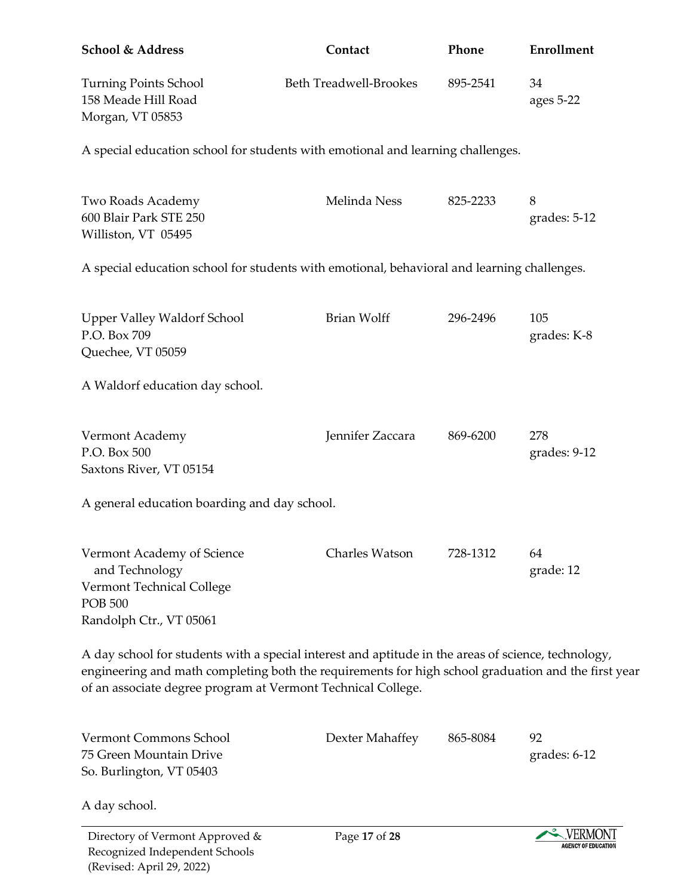| School & Address | Contact | Phone | Enrollment |
|---|---|---|---|
| Turning Points School<br>158 Meade Hill Road<br>Morgan, VT 05853 | Beth Treadwell-Brookes | 895-2541 | 34<br>ages 5-22 |

A special education school for students with emotional and learning challenges.

| School & Address | Contact | Phone | Enrollment |
|---|---|---|---|
| Two Roads Academy<br>600 Blair Park STE 250<br>Williston, VT 05495 | Melinda Ness | 825-2233 | 8<br>grades: 5-12 |

A special education school for students with emotional, behavioral and learning challenges.

| School & Address | Contact | Phone | Enrollment |
|---|---|---|---|
| Upper Valley Waldorf School<br>P.O. Box 709<br>Quechee, VT 05059 | Brian Wolff | 296-2496 | 105<br>grades: K-8 |

A Waldorf education day school.

| School & Address | Contact | Phone | Enrollment |
|---|---|---|---|
| Vermont Academy<br>P.O. Box 500<br>Saxtons River, VT 05154 | Jennifer Zaccara | 869-6200 | 278<br>grades: 9-12 |

A general education boarding and day school.

| School & Address | Contact | Phone | Enrollment |
|---|---|---|---|
| Vermont Academy of Science and Technology<br>Vermont Technical College<br>POB 500<br>Randolph Ctr., VT 05061 | Charles Watson | 728-1312 | 64<br>grade: 12 |

A day school for students with a special interest and aptitude in the areas of science, technology, engineering and math completing both the requirements for high school graduation and the first year of an associate degree program at Vermont Technical College.

| School & Address | Contact | Phone | Enrollment |
|---|---|---|---|
| Vermont Commons School<br>75 Green Mountain Drive<br>So. Burlington, VT 05403 | Dexter Mahaffey | 865-8084 | 92<br>grades: 6-12 |

A day school.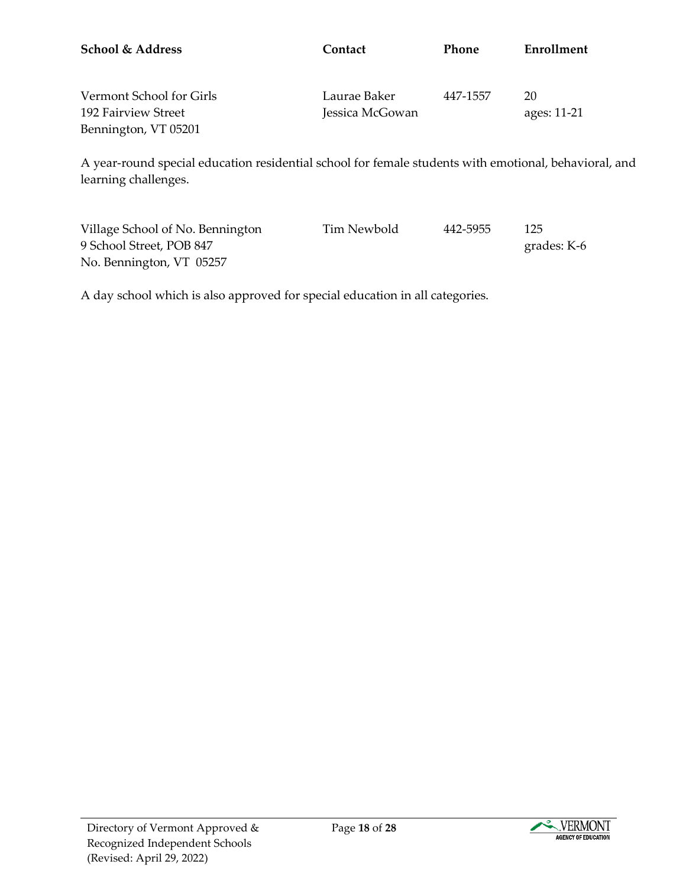| School & Address | Contact | Phone | Enrollment |
|---|---|---|---|
| Vermont School for Girls<br>192 Fairview Street<br>Bennington, VT 05201 | Laurae Baker<br>Jessica McGowan | 447-1557 | 20<br>ages: 11-21 |

A year-round special education residential school for female students with emotional, behavioral, and learning challenges.

| School & Address | Contact | Phone | Enrollment |
|---|---|---|---|
| Village School of No. Bennington<br>9 School Street, POB 847<br>No. Bennington, VT 05257 | Tim Newbold | 442-5955 | 125<br>grades: K-6 |

A day school which is also approved for special education in all categories.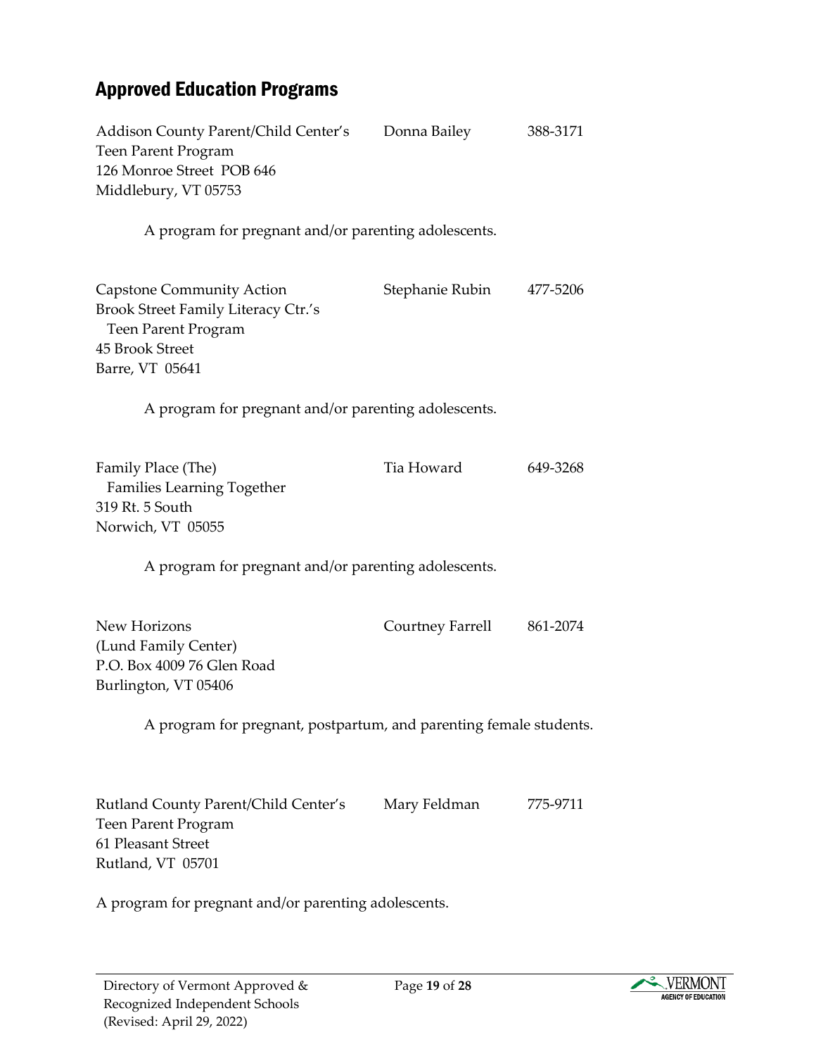## Approved Education Programs

Addison County Parent/Child Center's Teen Parent Program
126 Monroe Street POB 646
Middlebury, VT 05753

Donna Bailey — 388-3171

A program for pregnant and/or parenting adolescents.

Capstone Community Action
Brook Street Family Literacy Ctr.'s Teen Parent Program
45 Brook Street
Barre, VT 05641

Stephanie Rubin — 477-5206

A program for pregnant and/or parenting adolescents.

Family Place (The)
Families Learning Together
319 Rt. 5 South
Norwich, VT 05055

Tia Howard — 649-3268

A program for pregnant and/or parenting adolescents.

New Horizons
(Lund Family Center)
P.O. Box 4009 76 Glen Road
Burlington, VT 05406

Courtney Farrell — 861-2074

A program for pregnant, postpartum, and parenting female students.

Rutland County Parent/Child Center's Teen Parent Program
61 Pleasant Street
Rutland, VT 05701

Mary Feldman — 775-9711

A program for pregnant and/or parenting adolescents.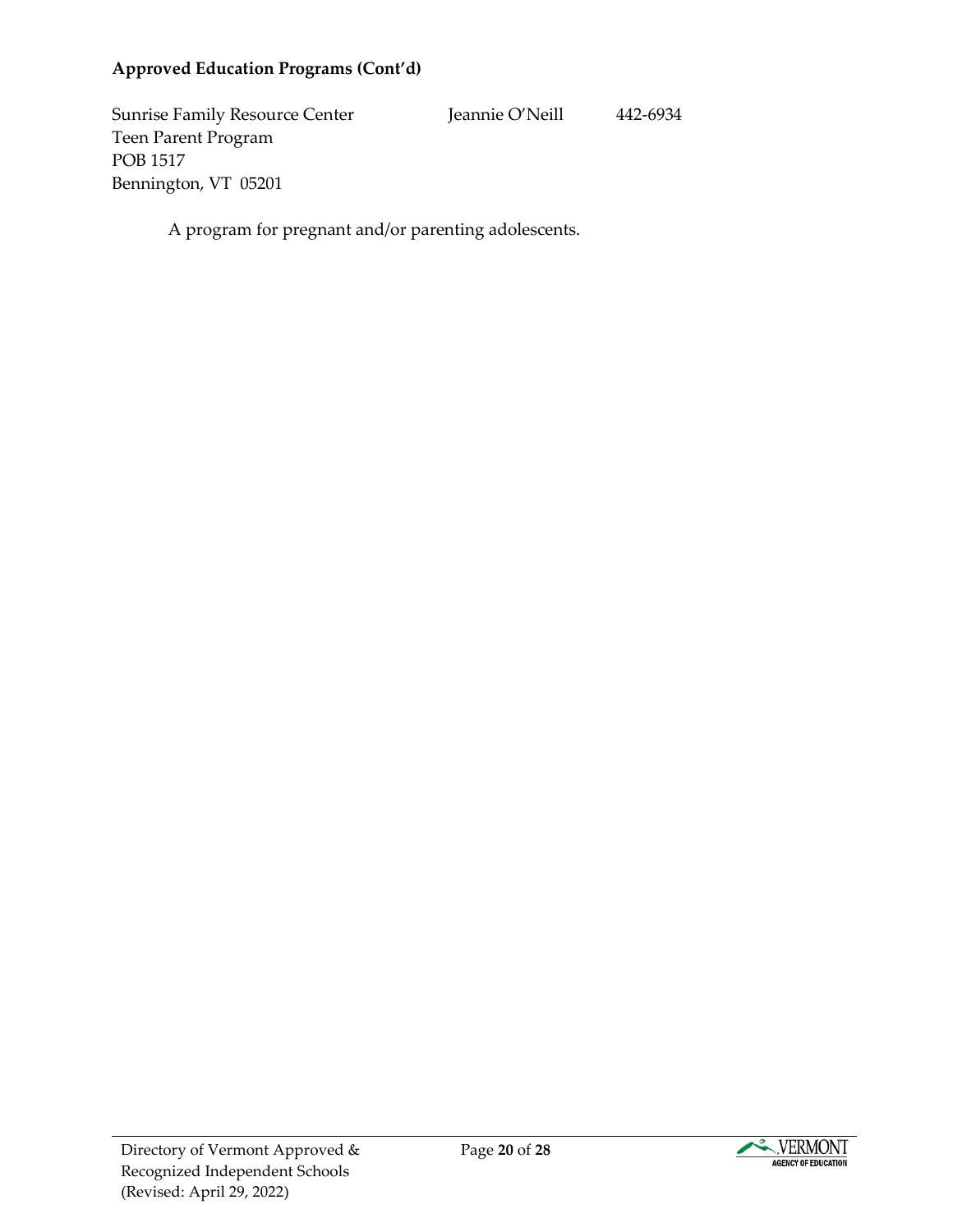**Approved Education Programs (Cont'd)**

Sunrise Family Resource Center  Jeannie O'Neill  442-6934
Teen Parent Program
POB 1517
Bennington, VT 05201

A program for pregnant and/or parenting adolescents.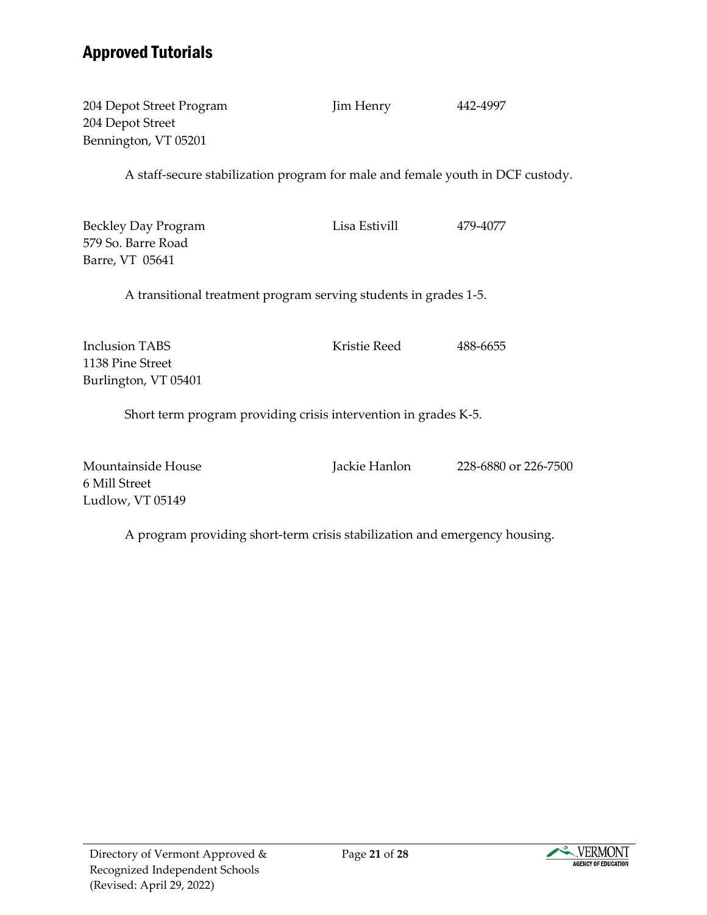## Approved Tutorials

204 Depot Street Program | Jim Henry | 442-4997
204 Depot Street
Bennington, VT 05201

A staff-secure stabilization program for male and female youth in DCF custody.

Beckley Day Program | Lisa Estivill | 479-4077
579 So. Barre Road
Barre, VT 05641

A transitional treatment program serving students in grades 1-5.

Inclusion TABS | Kristie Reed | 488-6655
1138 Pine Street
Burlington, VT 05401

Short term program providing crisis intervention in grades K-5.

Mountainside House | Jackie Hanlon | 228-6880 or 226-7500
6 Mill Street
Ludlow, VT 05149

A program providing short-term crisis stabilization and emergency housing.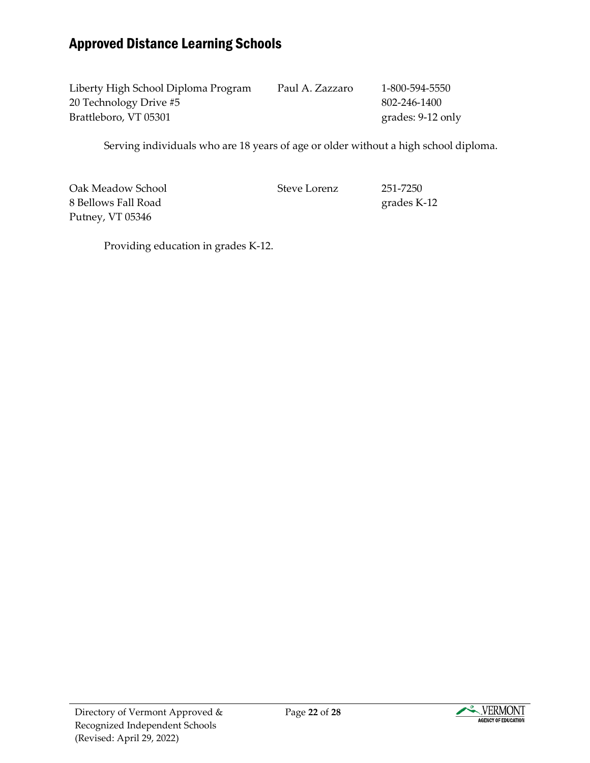## Approved Distance Learning Schools

Liberty High School Diploma Program  
20 Technology Drive #5  
Brattleboro, VT 05301

Paul A. Zazzaro

1-800-594-5550  
802-246-1400  
grades: 9-12 only

Serving individuals who are 18 years of age or older without a high school diploma.

Oak Meadow School  
8 Bellows Fall Road  
Putney, VT 05346

Steve Lorenz

251-7250  
grades K-12

Providing education in grades K-12.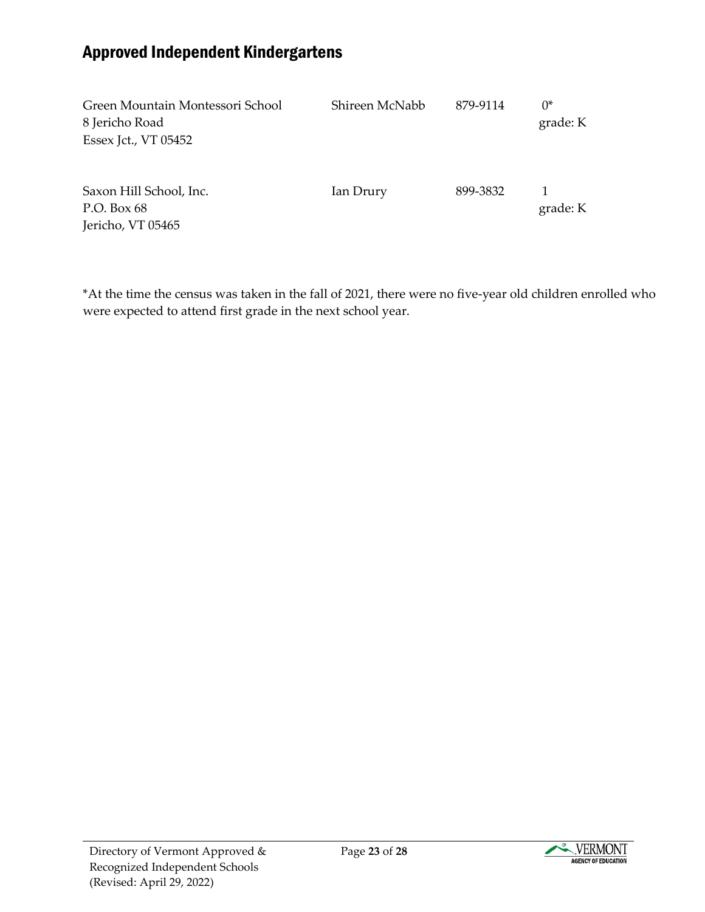## Approved Independent Kindergartens

| School | Contact | Phone | Enrollment |
| --- | --- | --- | --- |
| Green Mountain Montessori School<br>8 Jericho Road<br>Essex Jct., VT 05452 | Shireen McNabb | 879-9114 | 0*<br>grade: K |
| Saxon Hill School, Inc.<br>P.O. Box 68<br>Jericho, VT 05465 | Ian Drury | 899-3832 | 1<br>grade: K |

*At the time the census was taken in the fall of 2021, there were no five-year old children enrolled who were expected to attend first grade in the next school year.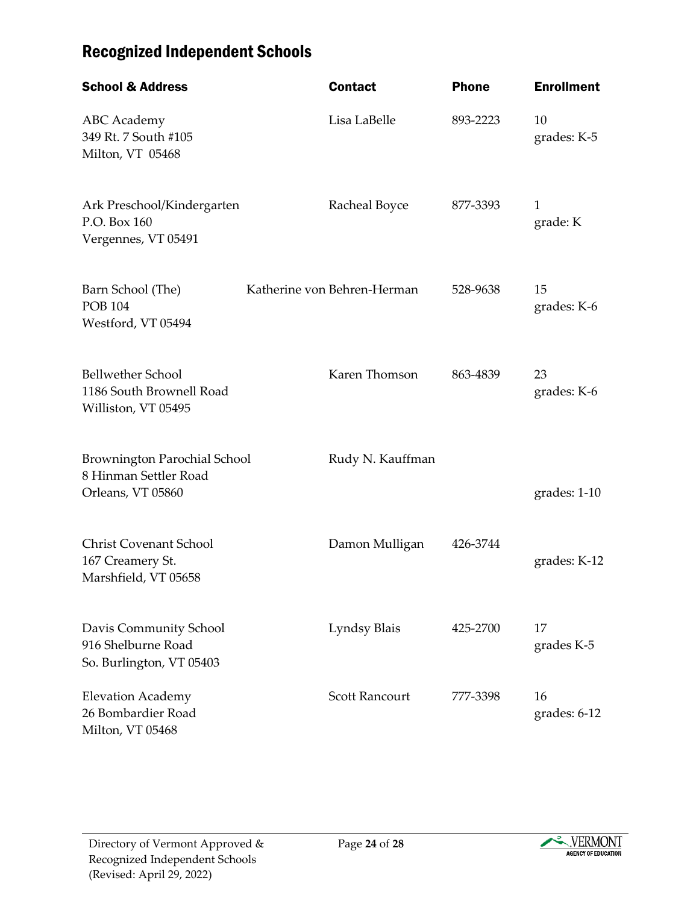## Recognized Independent Schools

| School & Address | Contact | Phone | Enrollment |
|---|---|---|---|
| ABC Academy<br>349 Rt. 7 South #105<br>Milton, VT 05468 | Lisa LaBelle | 893-2223 | 10<br>grades: K-5 |
| Ark Preschool/Kindergarten<br>P.O. Box 160<br>Vergennes, VT 05491 | Racheal Boyce | 877-3393 | 1<br>grade: K |
| Barn School (The)<br>POB 104<br>Westford, VT 05494 | Katherine von Behren-Herman | 528-9638 | 15<br>grades: K-6 |
| Bellwether School<br>1186 South Brownell Road<br>Williston, VT 05495 | Karen Thomson | 863-4839 | 23<br>grades: K-6 |
| Brownington Parochial School<br>8 Hinman Settler Road<br>Orleans, VT 05860 | Rudy N. Kauffman | | grades: 1-10 |
| Christ Covenant School<br>167 Creamery St.<br>Marshfield, VT 05658 | Damon Mulligan | 426-3744 | grades: K-12 |
| Davis Community School<br>916 Shelburne Road<br>So. Burlington, VT 05403 | Lyndsy Blais | 425-2700 | 17<br>grades K-5 |
| Elevation Academy<br>26 Bombardier Road<br>Milton, VT 05468 | Scott Rancourt | 777-3398 | 16<br>grades: 6-12 |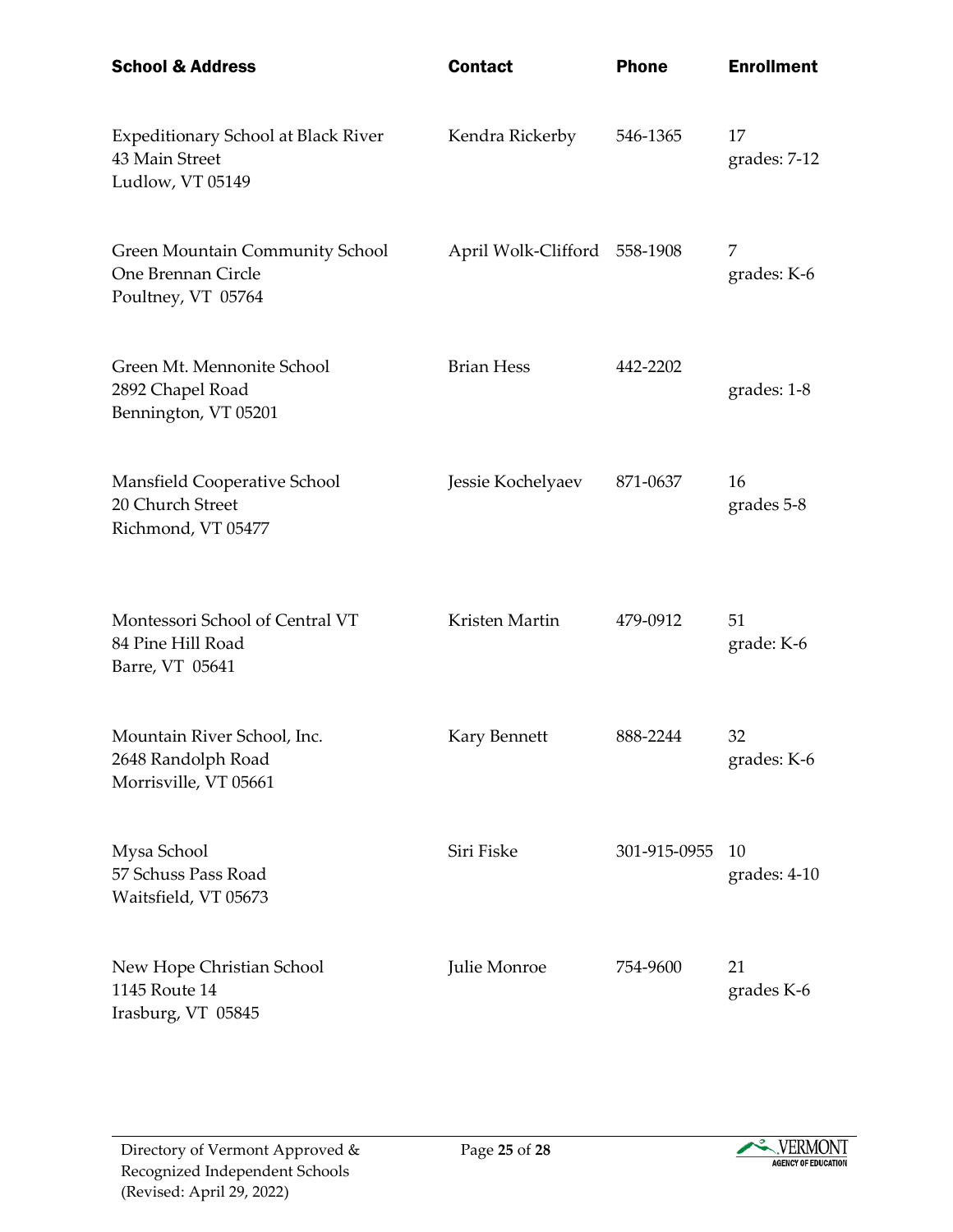| School & Address | Contact | Phone | Enrollment |
|---|---|---|---|
| Expeditionary School at Black River<br>43 Main Street<br>Ludlow, VT 05149 | Kendra Rickerby | 546-1365 | 17<br>grades: 7-12 |
| Green Mountain Community School<br>One Brennan Circle<br>Poultney, VT 05764 | April Wolk-Clifford | 558-1908 | 7<br>grades: K-6 |
| Green Mt. Mennonite School<br>2892 Chapel Road<br>Bennington, VT 05201 | Brian Hess | 442-2202 | grades: 1-8 |
| Mansfield Cooperative School<br>20 Church Street<br>Richmond, VT 05477 | Jessie Kochelyaev | 871-0637 | 16<br>grades 5-8 |
| Montessori School of Central VT<br>84 Pine Hill Road<br>Barre, VT 05641 | Kristen Martin | 479-0912 | 51<br>grade: K-6 |
| Mountain River School, Inc.<br>2648 Randolph Road<br>Morrisville, VT 05661 | Kary Bennett | 888-2244 | 32<br>grades: K-6 |
| Mysa School<br>57 Schuss Pass Road<br>Waitsfield, VT 05673 | Siri Fiske | 301-915-0955 | 10<br>grades: 4-10 |
| New Hope Christian School<br>1145 Route 14<br>Irasburg, VT 05845 | Julie Monroe | 754-9600 | 21<br>grades K-6 |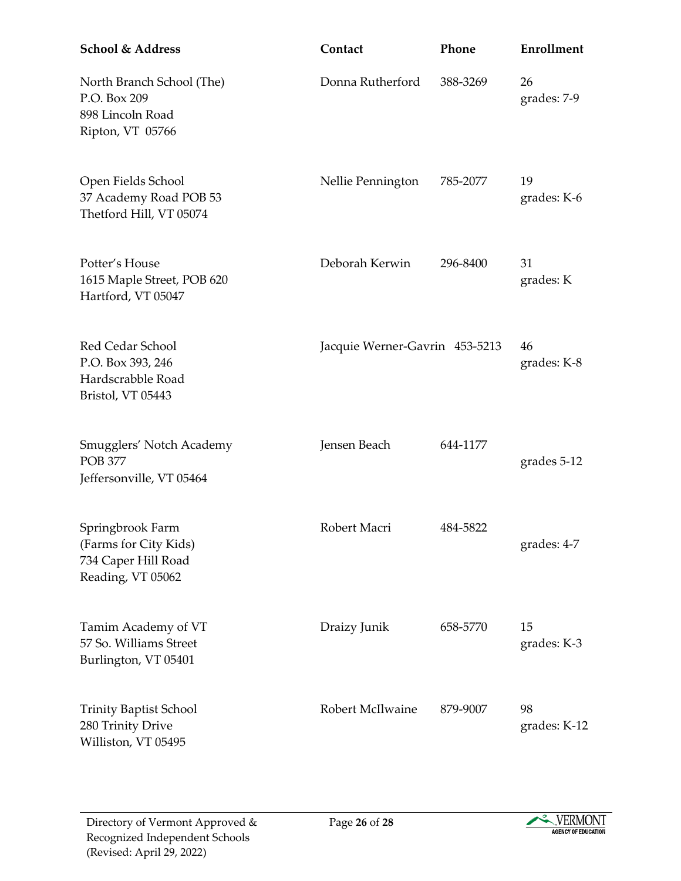| School & Address | Contact | Phone | Enrollment |
|---|---|---|---|
| North Branch School (The)<br>P.O. Box 209<br>898 Lincoln Road<br>Ripton, VT 05766 | Donna Rutherford | 388-3269 | 26<br>grades: 7-9 |
| Open Fields School<br>37 Academy Road POB 53<br>Thetford Hill, VT 05074 | Nellie Pennington | 785-2077 | 19<br>grades: K-6 |
| Potter's House<br>1615 Maple Street, POB 620<br>Hartford, VT 05047 | Deborah Kerwin | 296-8400 | 31<br>grades: K |
| Red Cedar School<br>P.O. Box 393, 246<br>Hardscrabble Road<br>Bristol, VT 05443 | Jacquie Werner-Gavrin | 453-5213 | 46<br>grades: K-8 |
| Smugglers' Notch Academy<br>POB 377<br>Jeffersonville, VT 05464 | Jensen Beach | 644-1177 | grades 5-12 |
| Springbrook Farm<br>(Farms for City Kids)<br>734 Caper Hill Road<br>Reading, VT 05062 | Robert Macri | 484-5822 | grades: 4-7 |
| Tamim Academy of VT<br>57 So. Williams Street<br>Burlington, VT 05401 | Draizy Junik | 658-5770 | 15<br>grades: K-3 |
| Trinity Baptist School<br>280 Trinity Drive<br>Williston, VT 05495 | Robert McIlwaine | 879-9007 | 98<br>grades: K-12 |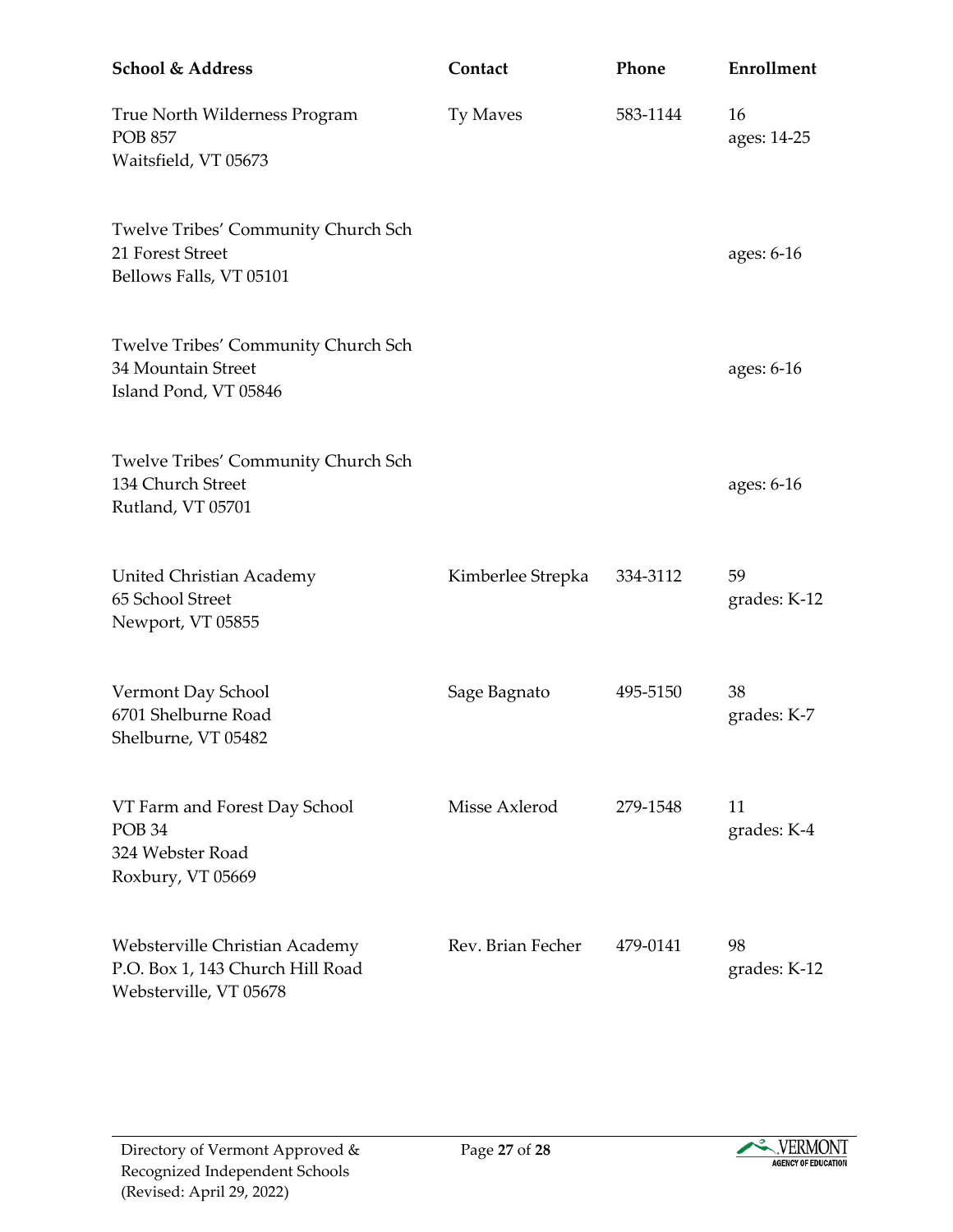| School & Address | Contact | Phone | Enrollment |
|---|---|---|---|
| True North Wilderness Program<br>POB 857<br>Waitsfield, VT 05673 | Ty Maves | 583-1144 | 16<br>ages: 14-25 |
| Twelve Tribes' Community Church Sch<br>21 Forest Street<br>Bellows Falls, VT 05101 | | | ages: 6-16 |
| Twelve Tribes' Community Church Sch<br>34 Mountain Street<br>Island Pond, VT 05846 | | | ages: 6-16 |
| Twelve Tribes' Community Church Sch<br>134 Church Street<br>Rutland, VT 05701 | | | ages: 6-16 |
| United Christian Academy<br>65 School Street<br>Newport, VT 05855 | Kimberlee Strepka | 334-3112 | 59<br>grades: K-12 |
| Vermont Day School<br>6701 Shelburne Road<br>Shelburne, VT 05482 | Sage Bagnato | 495-5150 | 38<br>grades: K-7 |
| VT Farm and Forest Day School<br>POB 34<br>324 Webster Road<br>Roxbury, VT 05669 | Misse Axlerod | 279-1548 | 11<br>grades: K-4 |
| Websterville Christian Academy<br>P.O. Box 1, 143 Church Hill Road<br>Websterville, VT 05678 | Rev. Brian Fecher | 479-0141 | 98<br>grades: K-12 |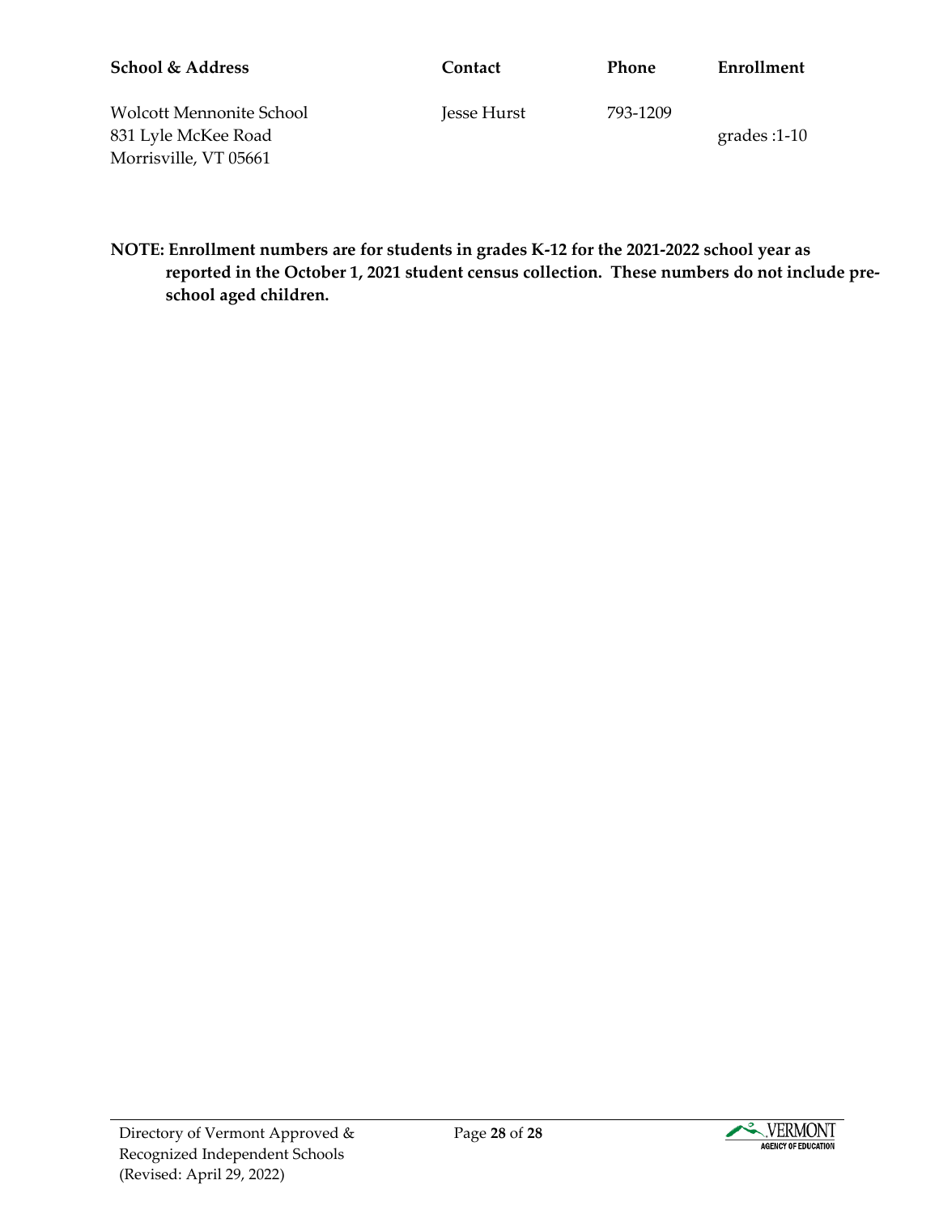| School & Address | Contact | Phone | Enrollment |
| --- | --- | --- | --- |
| Wolcott Mennonite School<br>831 Lyle McKee Road<br>Morrisville, VT 05661 | Jesse Hurst | 793-1209 | grades :1-10 |

**NOTE: Enrollment numbers are for students in grades K-12 for the 2021-2022 school year as reported in the October 1, 2021 student census collection. These numbers do not include pre-school aged children.**